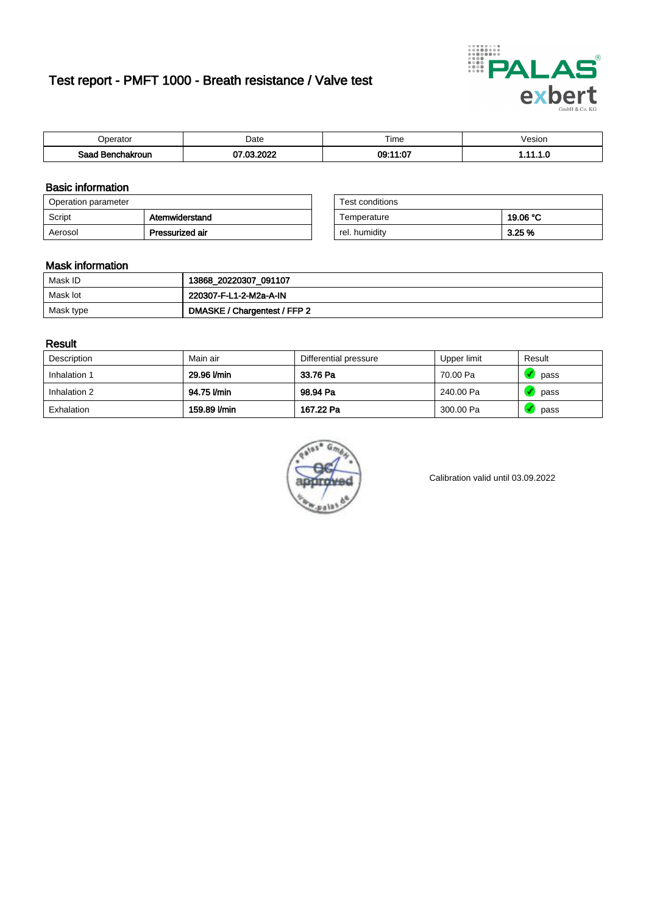# Test report - PMFT 1000 - Breath resistance / Valve test

| Operator | Date | Time | Vesion |
|---|---|---|---|
| **Saad Benchakroun** | **07.03.2022** | **09:11:07** | **1.11.1.0** |

## Basic information

| Operation parameter | |
|---|---|
| Script | **Atemwiderstand** |
| Aerosol | **Pressurized air** |

| Test conditions | |
|---|---|
| Temperature | **19.06 °C** |
| rel. humidity | **3.25 %** |

## Mask information

| | |
|---|---|
| Mask ID | **13868_20220307_091107** |
| Mask lot | **220307-F-L1-2-M2a-A-IN** |
| Mask type | **DMASKE / Chargentest / FFP 2** |

## Result

| Description | Main air | Differential pressure | Upper limit | Result |
|---|---|---|---|---|
| Inhalation 1 | **29.96 l/min** | **33.76 Pa** | 70.00 Pa | pass |
| Inhalation 2 | **94.75 l/min** | **98.94 Pa** | 240.00 Pa | pass |
| Exhalation | **159.89 l/min** | **167.22 Pa** | 300.00 Pa | pass |

Calibration valid until 03.09.2022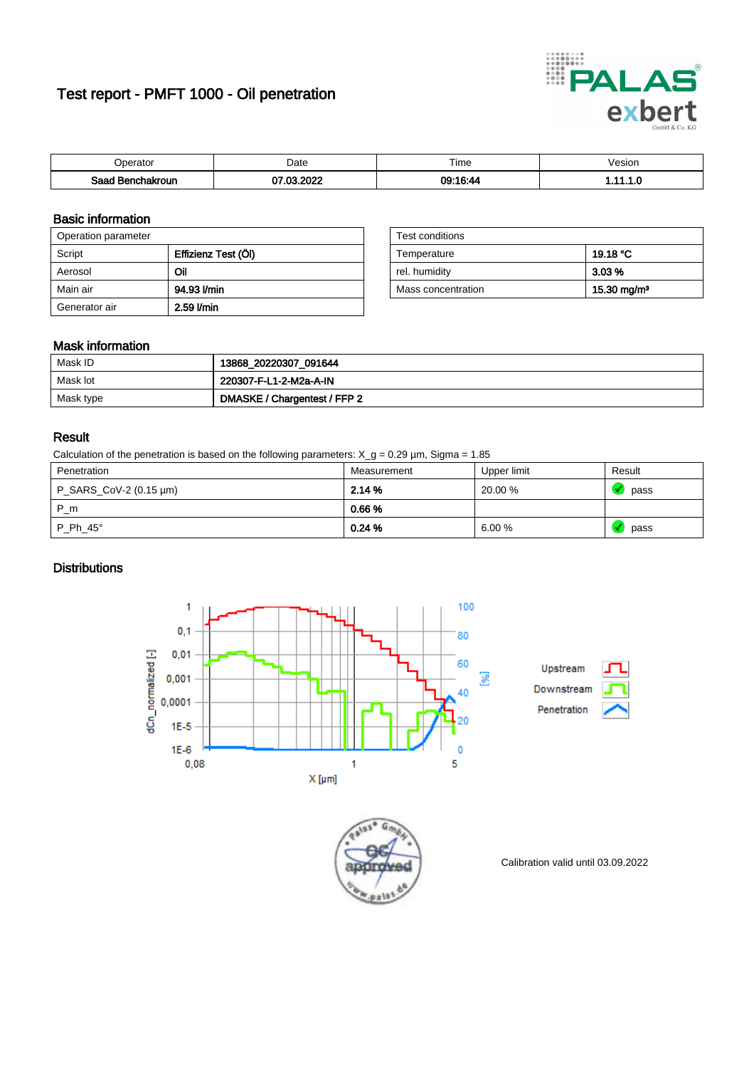# Test report - PMFT 1000 - Oil penetration

| Operator | Date | Time | Vesion |
|---|---|---|---|
| **Saad Benchakroun** | **07.03.2022** | **09:16:44** | **1.11.1.0** |

## Basic information

| Operation parameter | |
|---|---|
| Script | **Effizienz Test (Öl)** |
| Aerosol | **Oil** |
| Main air | **94.93 l/min** |
| Generator air | **2.59 l/min** |

| Test conditions | |
|---|---|
| Temperature | **19.18 °C** |
| rel. humidity | **3.03 %** |
| Mass concentration | **15.30 mg/m³** |

## Mask information

| | |
|---|---|
| Mask ID | **13868_20220307_091644** |
| Mask lot | **220307-F-L1-2-M2a-A-IN** |
| Mask type | **DMASKE / Chargentest / FFP 2** |

## Result

Calculation of the penetration is based on the following parameters: X_g = 0.29 µm, Sigma = 1.85

| Penetration | Measurement | Upper limit | Result |
|---|---|---|---|
| P_SARS_CoV-2 (0.15 µm) | **2.14 %** | 20.00 % | pass |
| P_m | **0.66 %** | | |
| P_Ph_45° | **0.24 %** | 6.00 % | pass |

## Distributions

1
0,1
0,01
0,001
0,0001
1E-5
1E-6
dCn_normalized [-]
0,08
1
5
X [µm]
100
80
60
40
20
0
[%]
Upstream
Downstream
Penetration

Palas® GmbH
QC approved
www.palas.de

Calibration valid until 03.09.2022